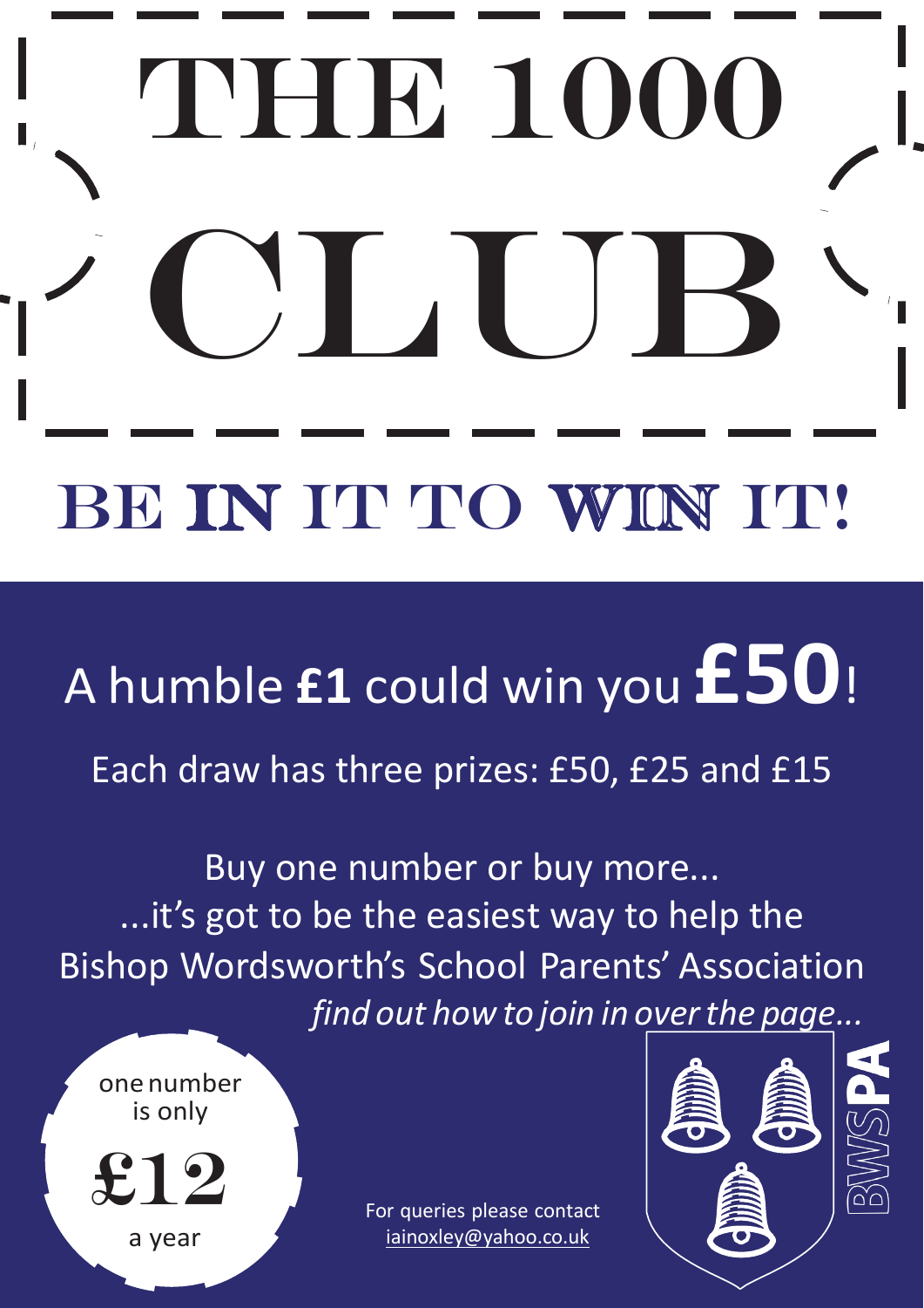# THE 1000 CLUB

## BE IN IT TO WIN IT!

A humble **£1** could win you **£50**!

Each draw has three prizes: £50, £25 and £15

Buy one number or buy more...
...it's got to be the easiest way to help the Bishop Wordsworth's School Parents' Association

*find out how to join in over the page...*

one number is only
**£12**
a year

For queries please contact
iainoxley@yahoo.co.uk

BWS**PA**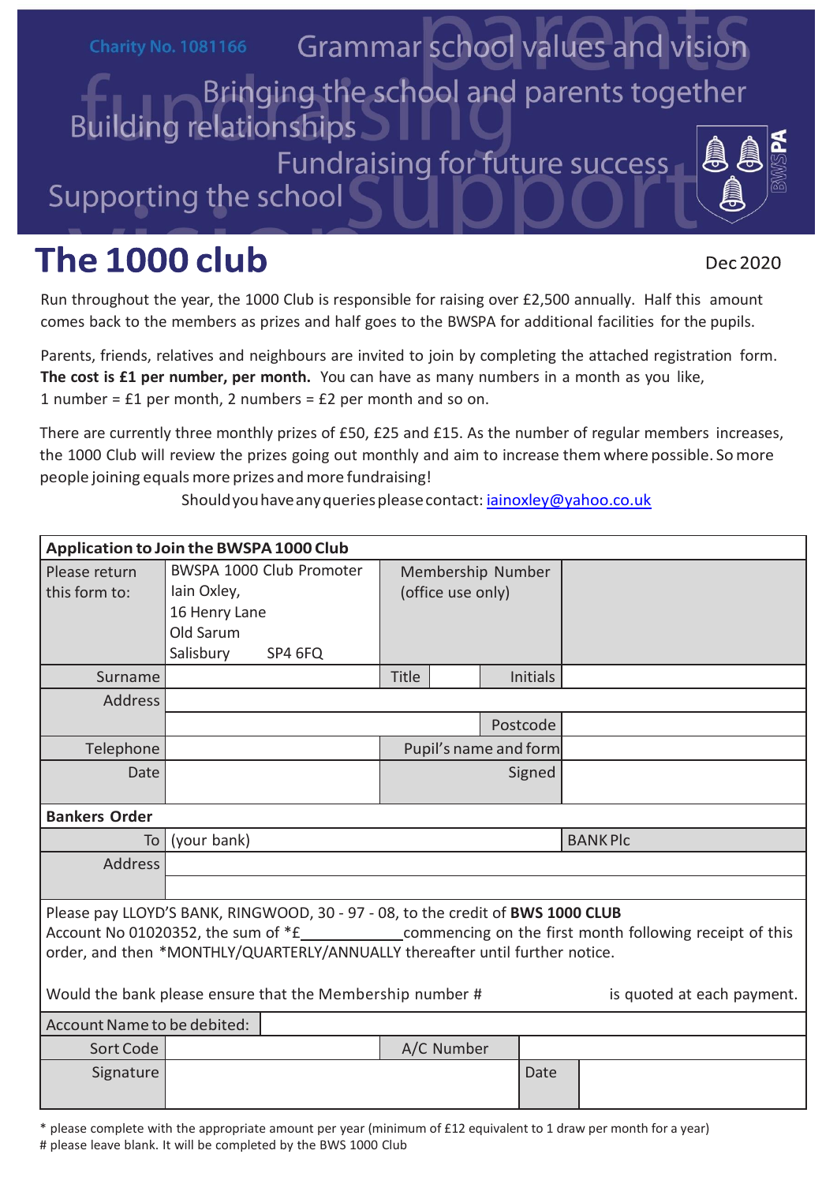Charity No. 1081166

Grammar school values and vision

Bringing the school and parents together

Building relationships

Fundraising for future success

Supporting the school

BWSPA

# The 1000 club

Dec 2020

Run throughout the year, the 1000 Club is responsible for raising over £2,500 annually. Half this amount comes back to the members as prizes and half goes to the BWSPA for additional facilities for the pupils.

Parents, friends, relatives and neighbours are invited to join by completing the attached registration form. **The cost is £1 per number, per month.** You can have as many numbers in a month as you like, 1 number = £1 per month, 2 numbers = £2 per month and so on.

There are currently three monthly prizes of £50, £25 and £15. As the number of regular members increases, the 1000 Club will review the prizes going out monthly and aim to increase them where possible. So more people joining equals more prizes and more fundraising!

Should you have any queries please contact: iainoxley@yahoo.co.uk

| **Application to Join the BWSPA 1000 Club** | | | | | |
|---|---|---|---|---|---|
| Please return this form to: | BWSPA 1000 Club Promoter<br>Iain Oxley,<br>16 Henry Lane<br>Old Sarum<br>Salisbury SP4 6FQ | Membership Number (office use only) | | | |
| Surname | | Title | | Initials | |
| Address | | | | | |
| | | | | Postcode | |
| Telephone | | Pupil's name and form | | | |
| Date | | Signed | | | |
| **Bankers Order** | | | | | |
| To | (your bank) | | | | BANK Plc |
| Address | | | | | |
| | | | | | |

Please pay LLOYD'S BANK, RINGWOOD, 30 - 97 - 08, to the credit of **BWS 1000 CLUB**
Account No 01020352, the sum of *£____________commencing on the first month following receipt of this order, and then *MONTHLY/QUARTERLY/ANNUALLY thereafter until further notice.

Would the bank please ensure that the Membership number # is quoted at each payment.

| Account Name to be debited: | | | |
|---|---|---|---|
| Sort Code | | A/C Number | |
| Signature | | Date | |

\* please complete with the appropriate amount per year (minimum of £12 equivalent to 1 draw per month for a year)

# please leave blank. It will be completed by the BWS 1000 Club